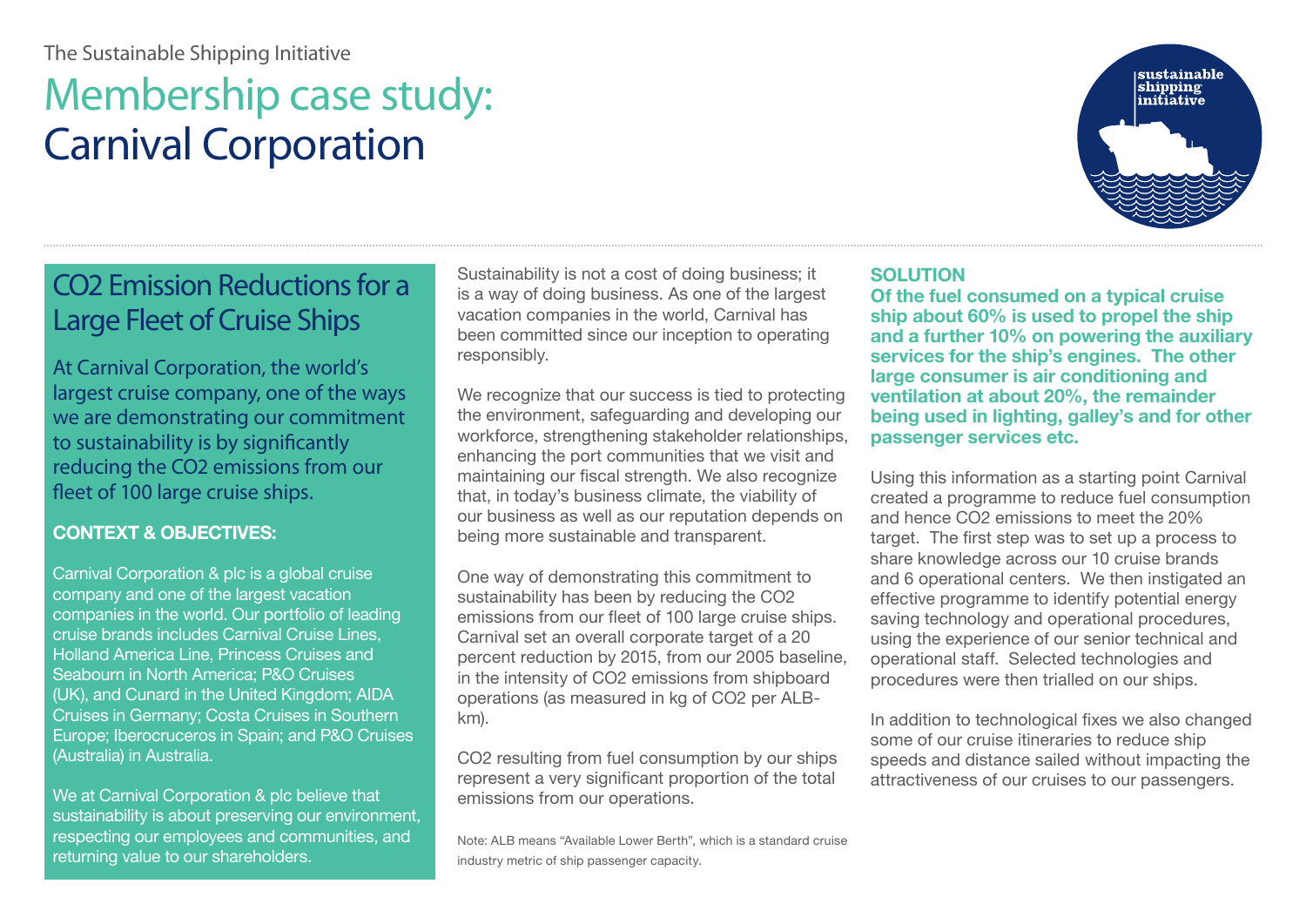The Sustainable Shipping Initiative

# Membership case study: Carnival Corporation

## CO2 Emission Reductions for a Large Fleet of Cruise Ships

At Carnival Corporation, the world's largest cruise company, one of the ways we are demonstrating our commitment to sustainability is by significantly reducing the CO2 emissions from our fleet of 100 large cruise ships.

### CONTEXT & OBJECTIVES:

Carnival Corporation & plc is a global cruise company and one of the largest vacation companies in the world. Our portfolio of leading cruise brands includes Carnival Cruise Lines, Holland America Line, Princess Cruises and Seabourn in North America; P&O Cruises (UK), and Cunard in the United Kingdom; AIDA Cruises in Germany; Costa Cruises in Southern Europe; Iberocruceros in Spain; and P&O Cruises (Australia) in Australia.

We at Carnival Corporation & plc believe that sustainability is about preserving our environment, respecting our employees and communities, and returning value to our shareholders.

Sustainability is not a cost of doing business; it is a way of doing business. As one of the largest vacation companies in the world, Carnival has been committed since our inception to operating responsibly.

We recognize that our success is tied to protecting the environment, safeguarding and developing our workforce, strengthening stakeholder relationships, enhancing the port communities that we visit and maintaining our fiscal strength. We also recognize that, in today's business climate, the viability of our business as well as our reputation depends on being more sustainable and transparent.

One way of demonstrating this commitment to sustainability has been by reducing the CO2 emissions from our fleet of 100 large cruise ships. Carnival set an overall corporate target of a 20 percent reduction by 2015, from our 2005 baseline, in the intensity of CO2 emissions from shipboard operations (as measured in kg of CO2 per ALB-km).

CO2 resulting from fuel consumption by our ships represent a very significant proportion of the total emissions from our operations.

Note: ALB means "Available Lower Berth", which is a standard cruise industry metric of ship passenger capacity.

### SOLUTION

**Of the fuel consumed on a typical cruise ship about 60% is used to propel the ship and a further 10% on powering the auxiliary services for the ship's engines. The other large consumer is air conditioning and ventilation at about 20%, the remainder being used in lighting, galley's and for other passenger services etc.**

Using this information as a starting point Carnival created a programme to reduce fuel consumption and hence CO2 emissions to meet the 20% target. The first step was to set up a process to share knowledge across our 10 cruise brands and 6 operational centers. We then instigated an effective programme to identify potential energy saving technology and operational procedures, using the experience of our senior technical and operational staff. Selected technologies and procedures were then trialled on our ships.

In addition to technological fixes we also changed some of our cruise itineraries to reduce ship speeds and distance sailed without impacting the attractiveness of our cruises to our passengers.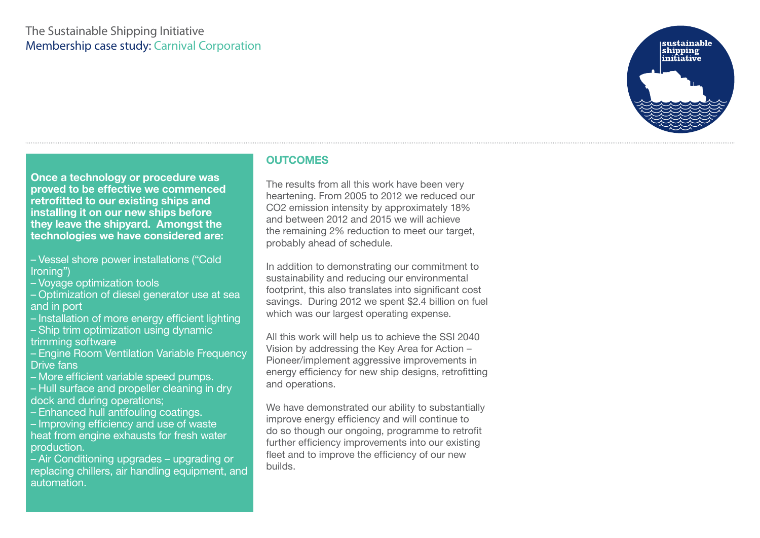The Sustainable Shipping Initiative
Membership case study: Carnival Corporation

**Once a technology or procedure was proved to be effective we commenced retrofitted to our existing ships and installing it on our new ships before they leave the shipyard. Amongst the technologies we have considered are:**

– Vessel shore power installations (“Cold Ironing”)
– Voyage optimization tools
– Optimization of diesel generator use at sea and in port
– Installation of more energy efficient lighting
– Ship trim optimization using dynamic trimming software
– Engine Room Ventilation Variable Frequency Drive fans
– More efficient variable speed pumps.
– Hull surface and propeller cleaning in dry dock and during operations;
– Enhanced hull antifouling coatings.
– Improving efficiency and use of waste heat from engine exhausts for fresh water production.
– Air Conditioning upgrades – upgrading or replacing chillers, air handling equipment, and automation.

## OUTCOMES

The results from all this work have been very heartening. From 2005 to 2012 we reduced our $CO_2$ emission intensity by approximately 18% and between 2012 and 2015 we will achieve the remaining 2% reduction to meet our target, probably ahead of schedule.

In addition to demonstrating our commitment to sustainability and reducing our environmental footprint, this also translates into significant cost savings. During 2012 we spent $2.4 billion on fuel which was our largest operating expense.

All this work will help us to achieve the SSI 2040 Vision by addressing the Key Area for Action – Pioneer/implement aggressive improvements in energy efficiency for new ship designs, retrofitting and operations.

We have demonstrated our ability to substantially improve energy efficiency and will continue to do so though our ongoing, programme to retrofit further efficiency improvements into our existing fleet and to improve the efficiency of our new builds.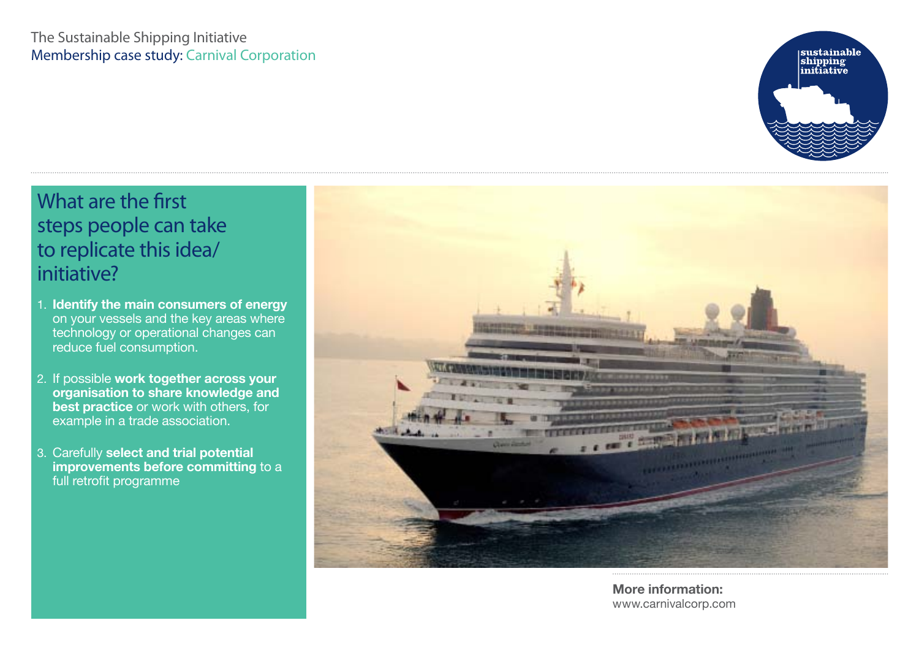The Sustainable Shipping Initiative
Membership case study: Carnival Corporation

## What are the first steps people can take to replicate this idea/ initiative?

1. **Identify the main consumers of energy** on your vessels and the key areas where technology or operational changes can reduce fuel consumption.
2. If possible **work together across your organisation to share knowledge and best practice** or work with others, for example in a trade association.
3. Carefully **select and trial potential improvements before committing** to a full retrofit programme

**More information:**
www.carnivalcorp.com